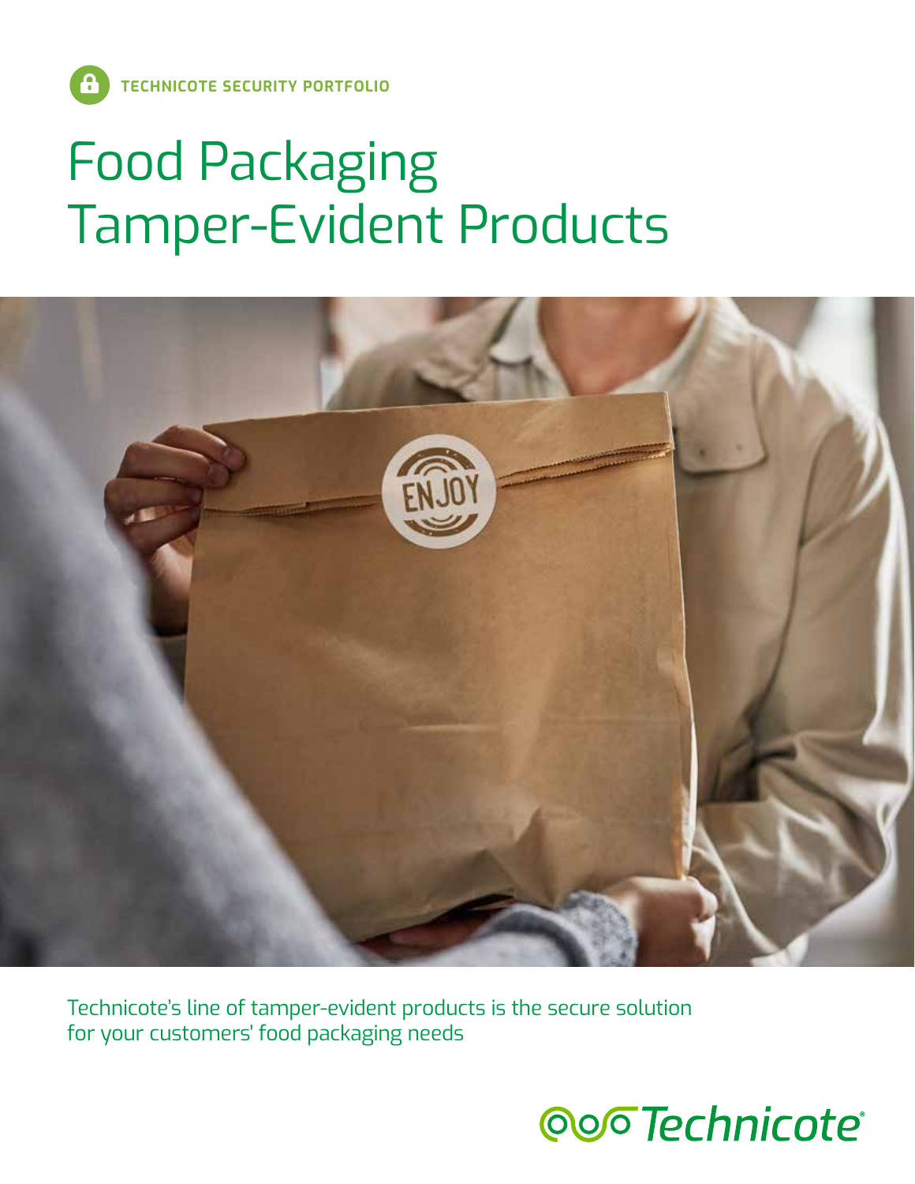**TECHNICOTE SECURITY PORTFOLIO**

# Food Packaging Tamper-Evident Products

Technicote's line of tamper-evident products is the secure solution for your customers' food packaging needs

Technicote®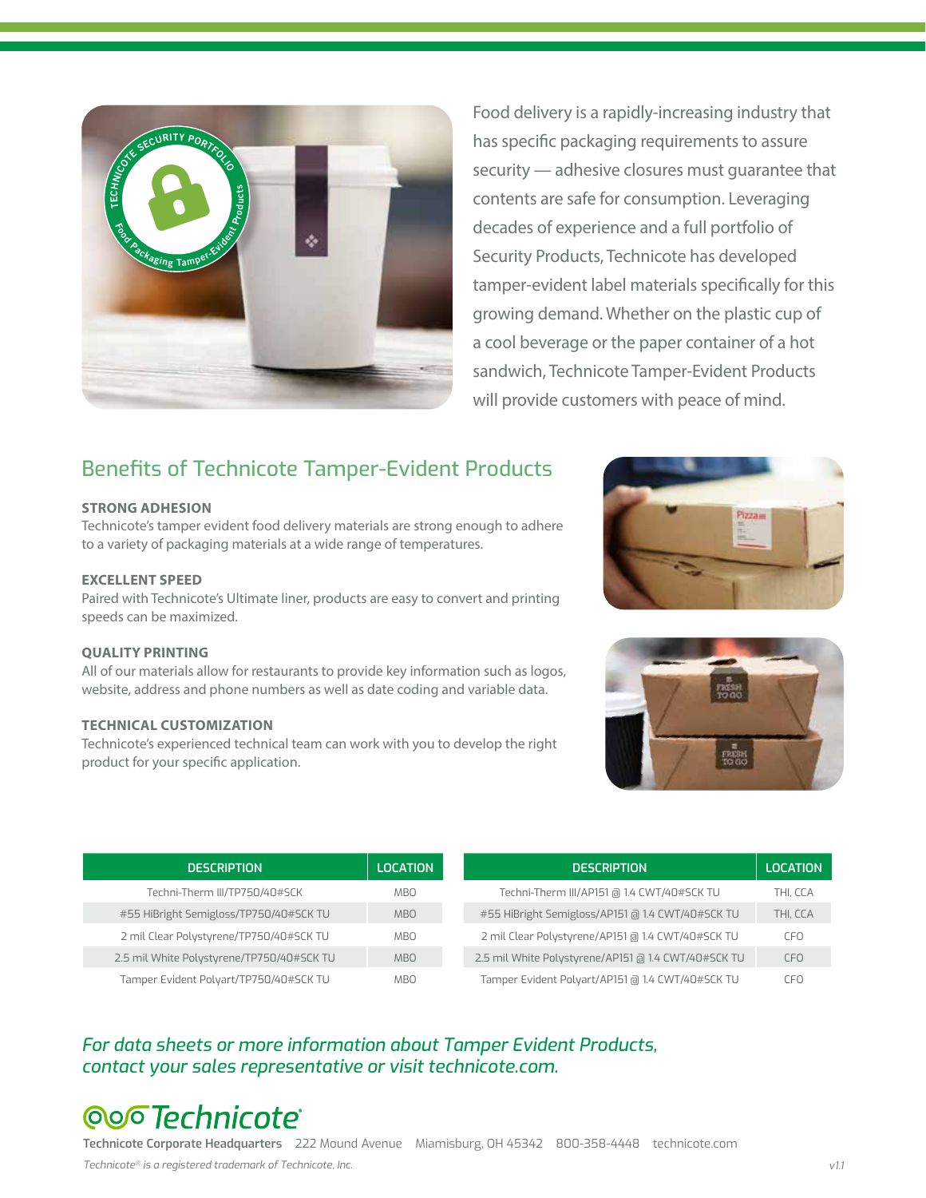Food delivery is a rapidly-increasing industry that has specific packaging requirements to assure security — adhesive closures must guarantee that contents are safe for consumption. Leveraging decades of experience and a full portfolio of Security Products, Technicote has developed tamper-evident label materials specifically for this growing demand. Whether on the plastic cup of a cool beverage or the paper container of a hot sandwich, Technicote Tamper-Evident Products will provide customers with peace of mind.

## Benefits of Technicote Tamper-Evident Products

**STRONG ADHESION**
Technicote's tamper evident food delivery materials are strong enough to adhere to a variety of packaging materials at a wide range of temperatures.

**EXCELLENT SPEED**
Paired with Technicote's Ultimate liner, products are easy to convert and printing speeds can be maximized.

**QUALITY PRINTING**
All of our materials allow for restaurants to provide key information such as logos, website, address and phone numbers as well as date coding and variable data.

**TECHNICAL CUSTOMIZATION**
Technicote's experienced technical team can work with you to develop the right product for your specific application.

| DESCRIPTION | LOCATION |
|---|---|
| Techni-Therm III/TP750/40#SCK | MBO |
| #55 HiBright Semigloss/TP750/40#SCK TU | MBO |
| 2 mil Clear Polystyrene/TP750/40#SCK TU | MBO |
| 2.5 mil White Polystyrene/TP750/40#SCK TU | MBO |
| Tamper Evident Polyart/TP750/40#SCK TU | MBO |

| DESCRIPTION | LOCATION |
|---|---|
| Techni-Therm III/AP151 @ 1.4 CWT/40#SCK TU | THI, CCA |
| #55 HiBright Semigloss/AP151 @ 1.4 CWT/40#SCK TU | THI, CCA |
| 2 mil Clear Polystyrene/AP151 @ 1.4 CWT/40#SCK TU | CFO |
| 2.5 mil White Polystyrene/AP151 @ 1.4 CWT/40#SCK TU | CFO |
| Tamper Evident Polyart/AP151 @ 1.4 CWT/40#SCK TU | CFO |

*For data sheets or more information about Tamper Evident Products, contact your sales representative or visit technicote.com.*

Technicote®

**Technicote Corporate Headquarters** 222 Mound Avenue Miamisburg, OH 45342 800-358-4448 technicote.com

*Technicote® is a registered trademark of Technicote, Inc.*

v1.1